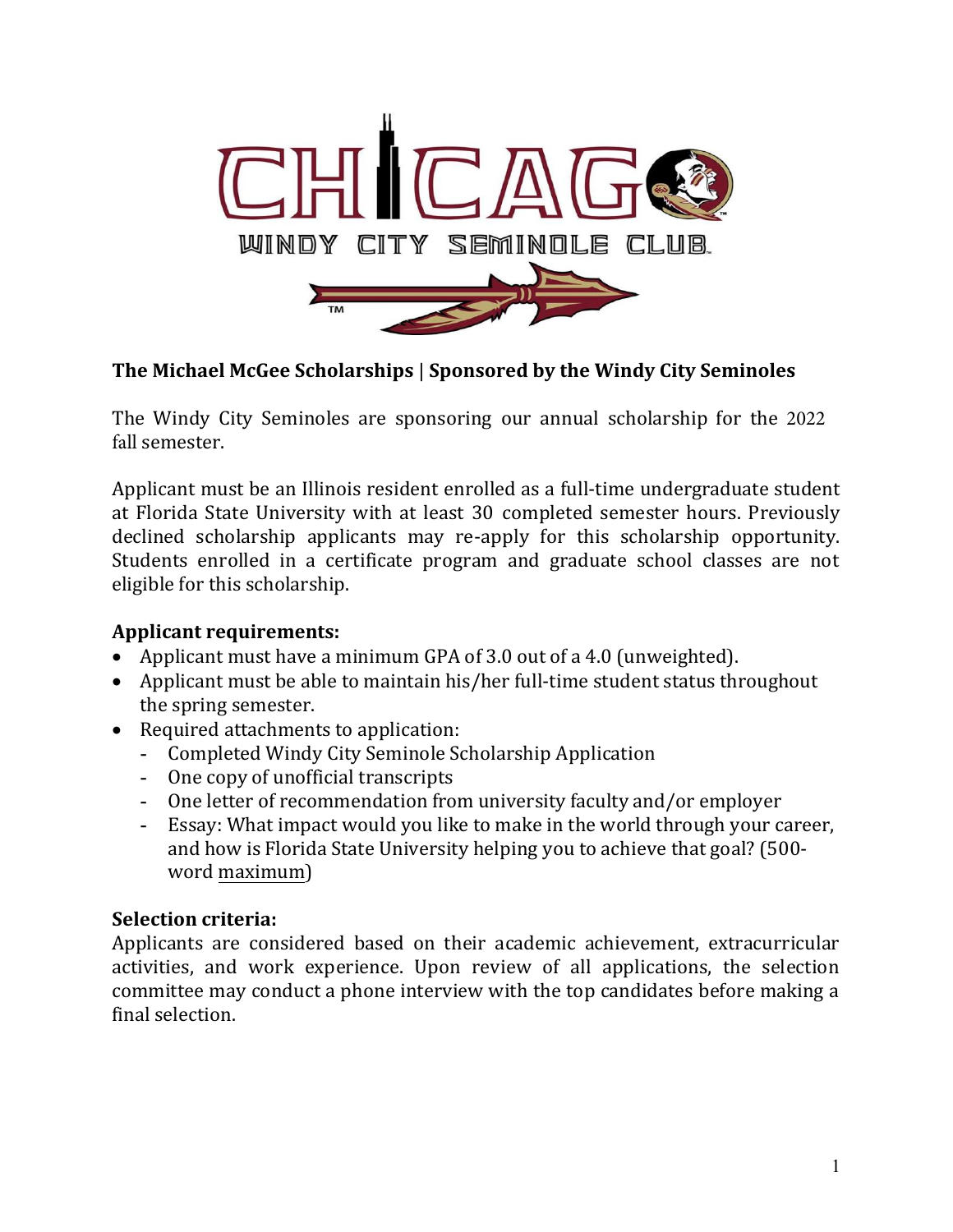CHICAGO

WINDY CITY SEMINOLE CLUB

**The Michael McGee Scholarships | Sponsored by the Windy City Seminoles**

The Windy City Seminoles are sponsoring our annual scholarship for the 2022 fall semester.

Applicant must be an Illinois resident enrolled as a full-time undergraduate student at Florida State University with at least 30 completed semester hours. Previously declined scholarship applicants may re-apply for this scholarship opportunity. Students enrolled in a certificate program and graduate school classes are not eligible for this scholarship.

### Applicant requirements:

- Applicant must have a minimum GPA of 3.0 out of a 4.0 (unweighted).
- Applicant must be able to maintain his/her full-time student status throughout the spring semester.
- Required attachments to application:
  - Completed Windy City Seminole Scholarship Application
  - One copy of unofficial transcripts
  - One letter of recommendation from university faculty and/or employer
  - Essay: What impact would you like to make in the world through your career, and how is Florida State University helping you to achieve that goal? (500-word maximum)

### Selection criteria:

Applicants are considered based on their academic achievement, extracurricular activities, and work experience. Upon review of all applications, the selection committee may conduct a phone interview with the top candidates before making a final selection.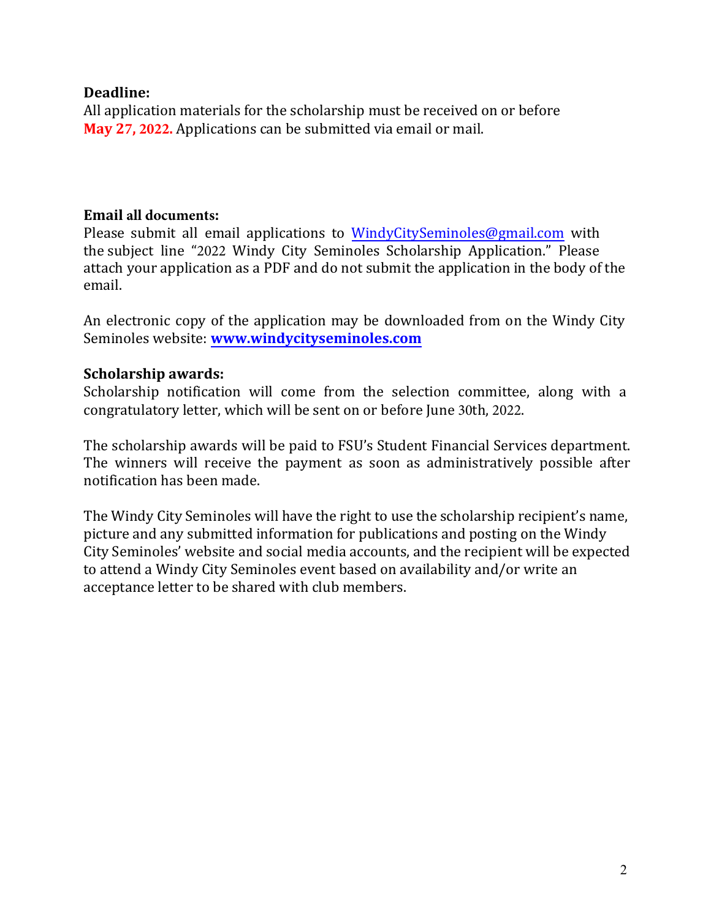**Deadline:**
All application materials for the scholarship must be received on or before **May 27, 2022.** Applications can be submitted via email or mail.

**Email all documents:**
Please submit all email applications to WindyCitySeminoles@gmail.com with the subject line "2022 Windy City Seminoles Scholarship Application." Please attach your application as a PDF and do not submit the application in the body of the email.

An electronic copy of the application may be downloaded from on the Windy City Seminoles website: **www.windycityseminoles.com**

**Scholarship awards:**
Scholarship notification will come from the selection committee, along with a congratulatory letter, which will be sent on or before June 30th, 2022.

The scholarship awards will be paid to FSU's Student Financial Services department. The winners will receive the payment as soon as administratively possible after notification has been made.

The Windy City Seminoles will have the right to use the scholarship recipient's name, picture and any submitted information for publications and posting on the Windy City Seminoles' website and social media accounts, and the recipient will be expected to attend a Windy City Seminoles event based on availability and/or write an acceptance letter to be shared with club members.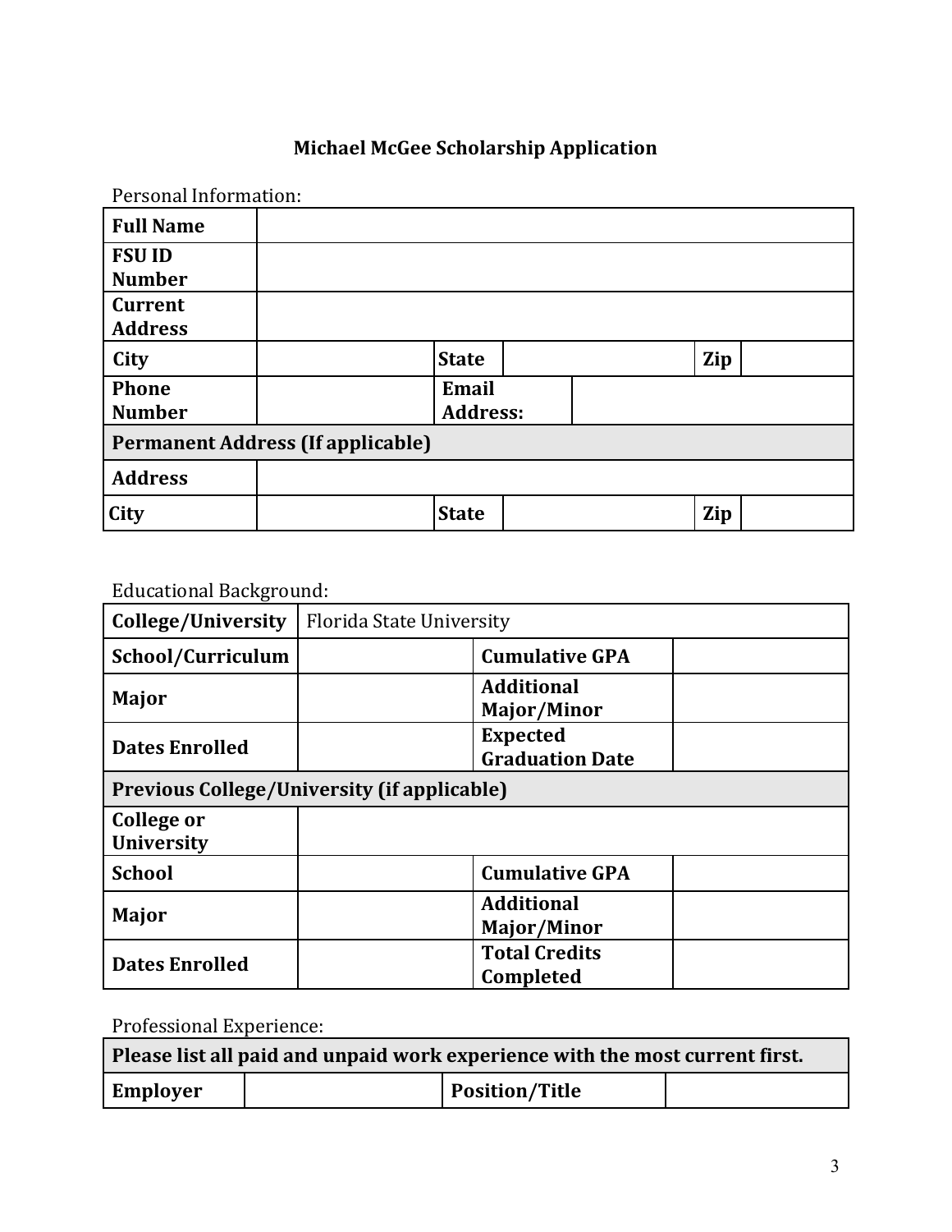**Michael McGee Scholarship Application**

Personal Information:

| **Full Name** | | | | | |
|---|---|---|---|---|---|
| **FSU ID Number** | | | | | |
| **Current Address** | | | | | |
| **City** | | **State** | | **Zip** | |
| **Phone Number** | | **Email Address:** | | | |
| **Permanent Address (If applicable)** | | | | | |
| **Address** | | | | | |
| **City** | | **State** | | **Zip** | |

Educational Background:

| **College/University** | Florida State University | | |
|---|---|---|---|
| **School/Curriculum** | | **Cumulative GPA** | |
| **Major** | | **Additional Major/Minor** | |
| **Dates Enrolled** | | **Expected Graduation Date** | |
| **Previous College/University (if applicable)** | | | |
| **College or University** | | | |
| **School** | | **Cumulative GPA** | |
| **Major** | | **Additional Major/Minor** | |
| **Dates Enrolled** | | **Total Credits Completed** | |

Professional Experience:

| **Please list all paid and unpaid work experience with the most current first.** | | | |
|---|---|---|---|
| **Employer** | | **Position/Title** | |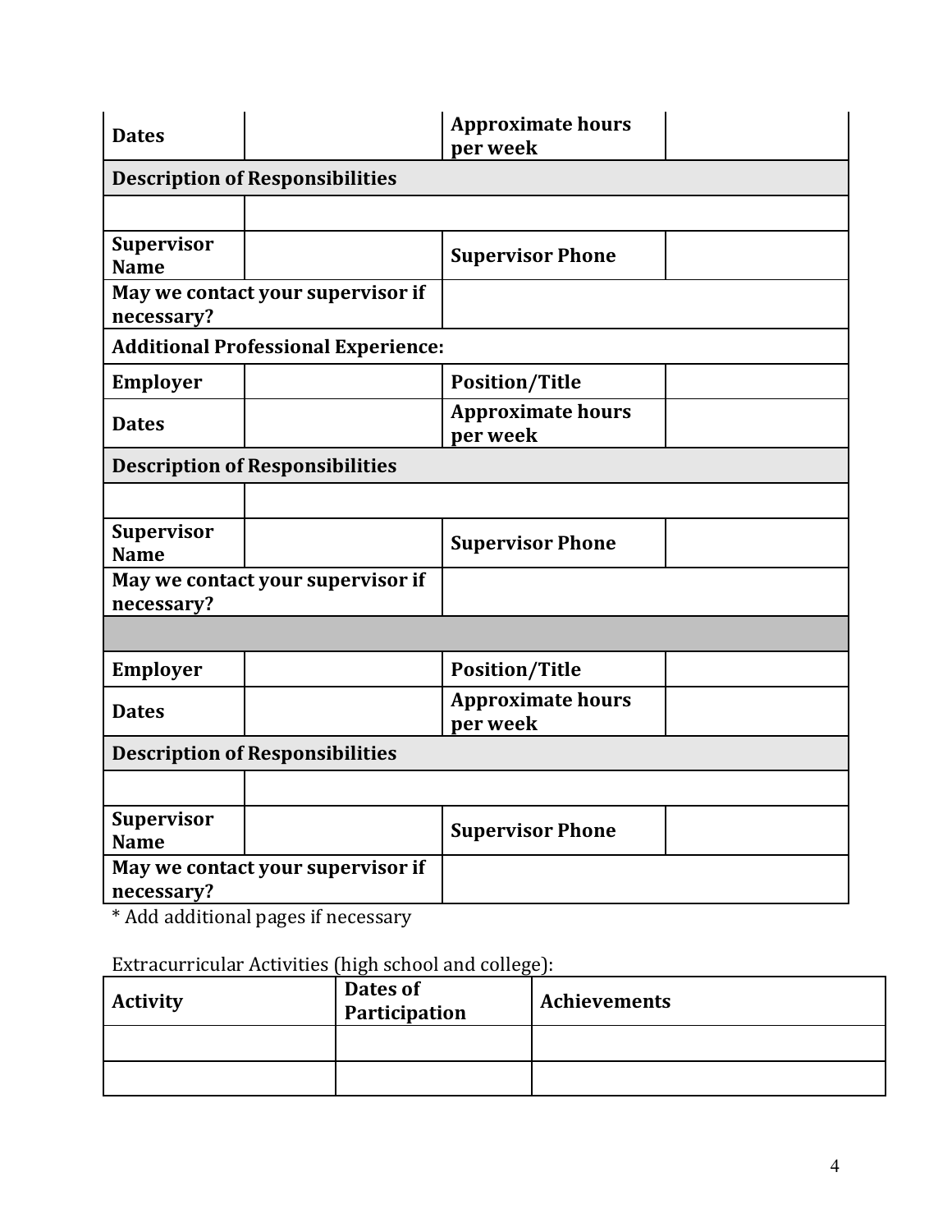| Dates | | Approximate hours per week | |
|---|---|---|---|
| **Description of Responsibilities** | | | |
| | | | |
| **Supervisor Name** | | **Supervisor Phone** | |
| **May we contact your supervisor if necessary?** | | | |
| **Additional Professional Experience:** | | | |
| **Employer** | | **Position/Title** | |
| **Dates** | | **Approximate hours per week** | |
| **Description of Responsibilities** | | | |
| | | | |
| **Supervisor Name** | | **Supervisor Phone** | |
| **May we contact your supervisor if necessary?** | | | |
| | | | |
| **Employer** | | **Position/Title** | |
| **Dates** | | **Approximate hours per week** | |
| **Description of Responsibilities** | | | |
| | | | |
| **Supervisor Name** | | **Supervisor Phone** | |
| **May we contact your supervisor if necessary?** | | | |

* Add additional pages if necessary

Extracurricular Activities (high school and college):

| Activity | Dates of Participation | Achievements |
|---|---|---|
| | | |
| | | |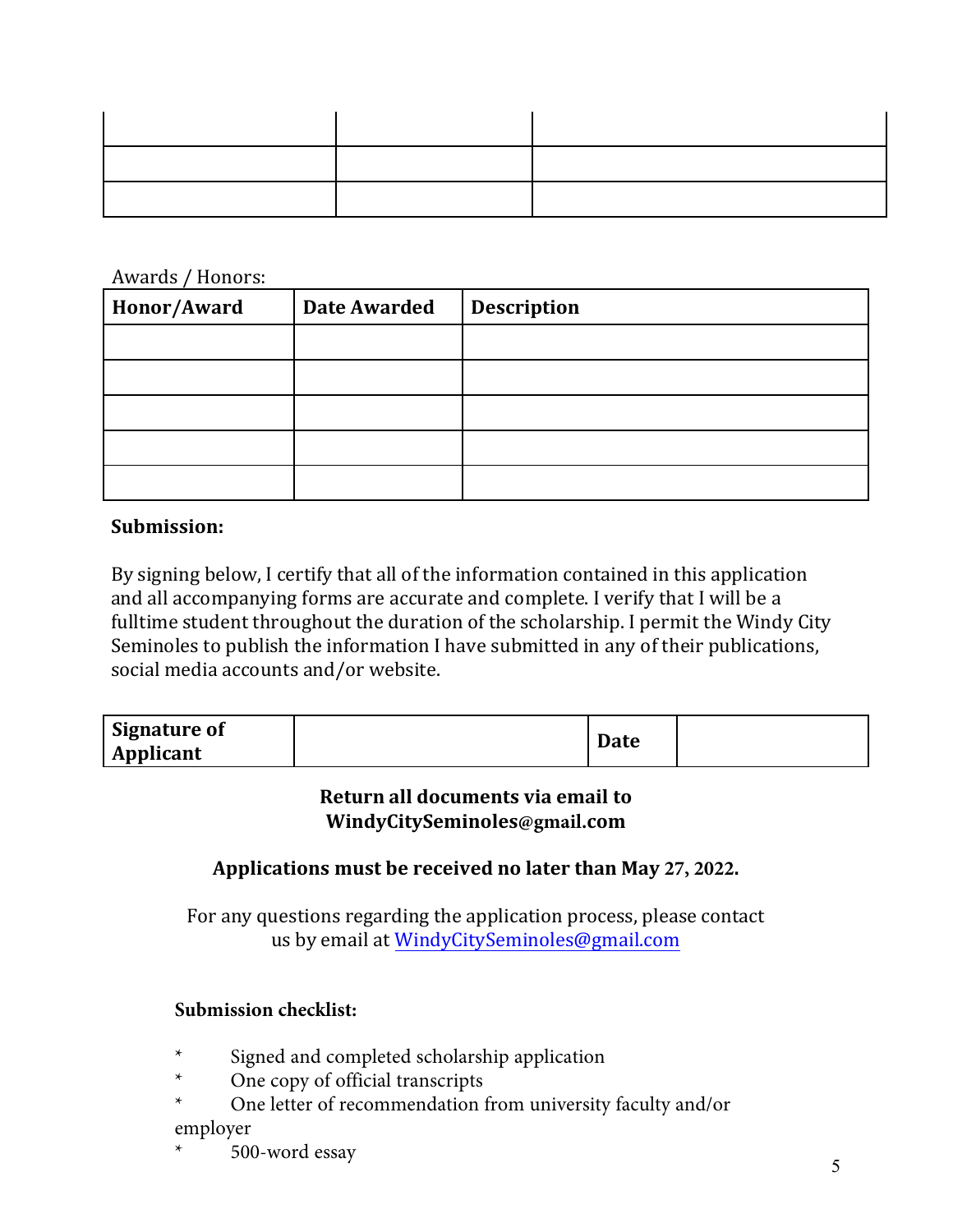| | | |
|---|---|---|
| | | |
| | | |
| | | |

Awards / Honors:

| Honor/Award | Date Awarded | Description |
|---|---|---|
| | | |
| | | |
| | | |
| | | |
| | | |

**Submission:**

By signing below, I certify that all of the information contained in this application and all accompanying forms are accurate and complete. I verify that I will be a fulltime student throughout the duration of the scholarship. I permit the Windy City Seminoles to publish the information I have submitted in any of their publications, social media accounts and/or website.

| **Signature of Applicant** | | **Date** | |
|---|---|---|---|

**Return all documents via email to WindyCitySeminoles@gmail.com**

**Applications must be received no later than May 27, 2022.**

For any questions regarding the application process, please contact us by email at WindyCitySeminoles@gmail.com

**Submission checklist:**

- Signed and completed scholarship application
- One copy of official transcripts
- One letter of recommendation from university faculty and/or employer
- 500-word essay